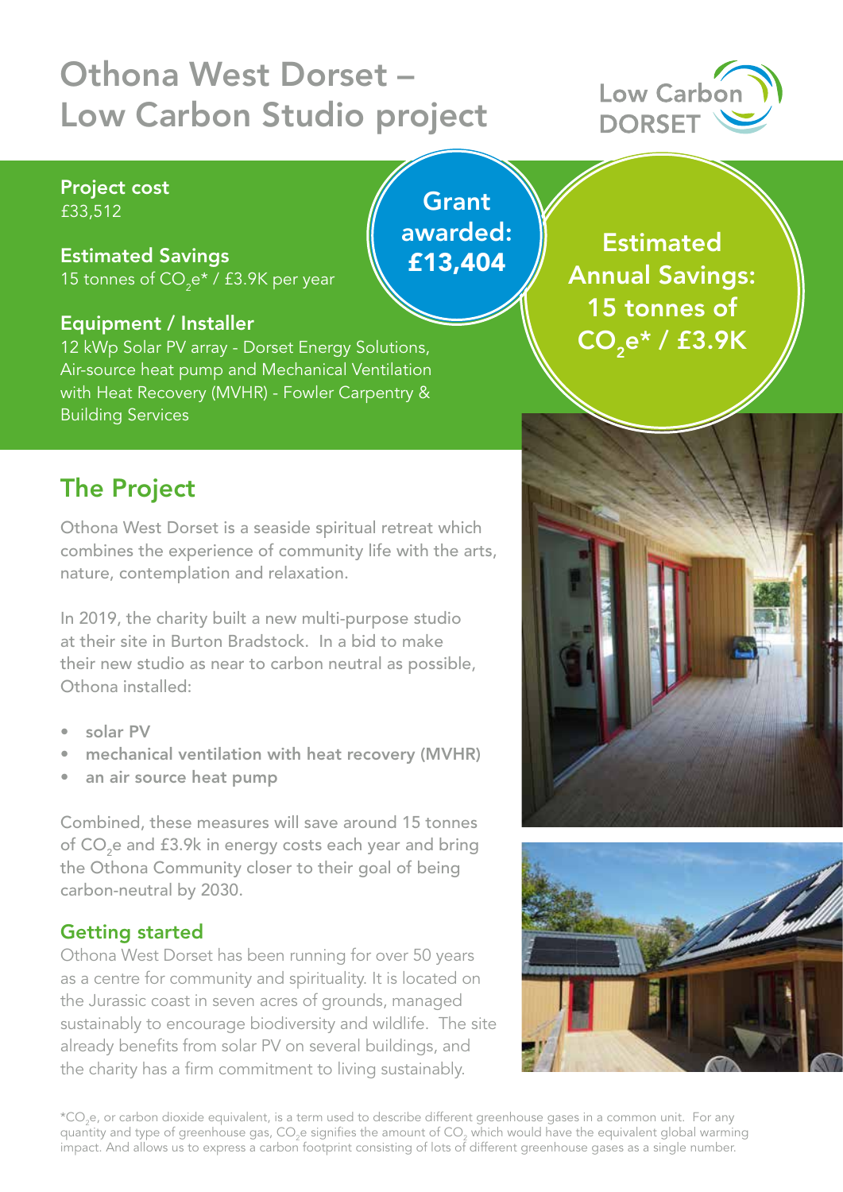# Othona West Dorset – Low Carbon Studio project

Low Carbon DORSET

**Project cost**
£33,512

**Estimated Savings**
15 tonnes of $CO_2e$* / £3.9K per year

**Equipment / Installer**
12 kWp Solar PV array - Dorset Energy Solutions, Air-source heat pump and Mechanical Ventilation with Heat Recovery (MVHR) - Fowler Carpentry & Building Services

**Grant awarded: £13,404**

**Estimated Annual Savings: 15 tonnes of $CO_2e$* / £3.9K**

## The Project

Othona West Dorset is a seaside spiritual retreat which combines the experience of community life with the arts, nature, contemplation and relaxation.

In 2019, the charity built a new multi-purpose studio at their site in Burton Bradstock. In a bid to make their new studio as near to carbon neutral as possible, Othona installed:

- **solar PV**
- **mechanical ventilation with heat recovery (MVHR)**
- **an air source heat pump**

Combined, these measures will save around 15 tonnes of $CO_2e$ and £3.9k in energy costs each year and bring the Othona Community closer to their goal of being carbon-neutral by 2030.

### Getting started

Othona West Dorset has been running for over 50 years as a centre for community and spirituality. It is located on the Jurassic coast in seven acres of grounds, managed sustainably to encourage biodiversity and wildlife. The site already benefits from solar PV on several buildings, and the charity has a firm commitment to living sustainably.

*$CO_2e$, or carbon dioxide equivalent, is a term used to describe different greenhouse gases in a common unit. For any quantity and type of greenhouse gas, $CO_2e$ signifies the amount of $CO_2$ which would have the equivalent global warming impact. And allows us to express a carbon footprint consisting of lots of different greenhouse gases as a single number.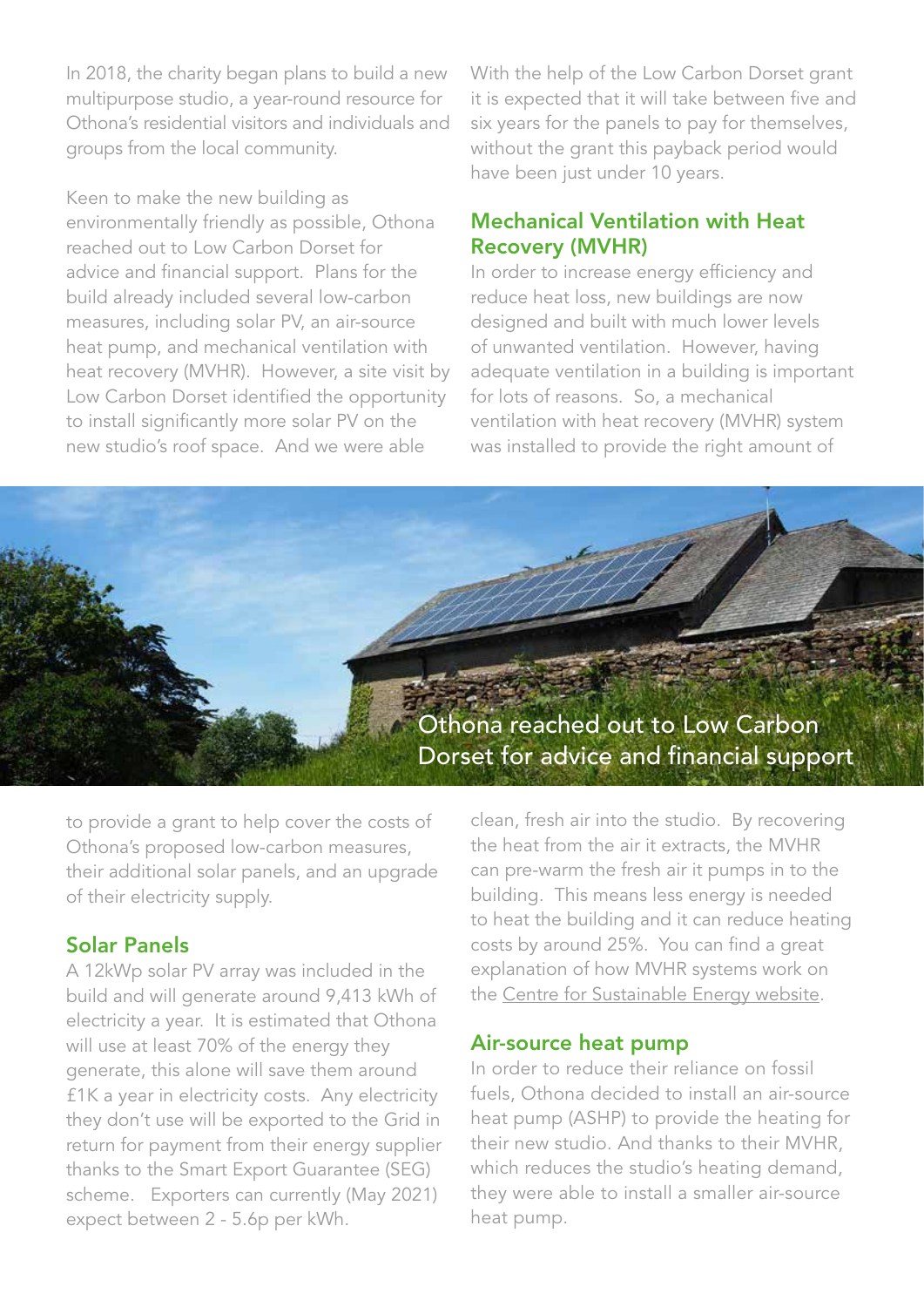In 2018, the charity began plans to build a new multipurpose studio, a year-round resource for Othona's residential visitors and individuals and groups from the local community.

Keen to make the new building as environmentally friendly as possible, Othona reached out to Low Carbon Dorset for advice and financial support. Plans for the build already included several low-carbon measures, including solar PV, an air-source heat pump, and mechanical ventilation with heat recovery (MVHR). However, a site visit by Low Carbon Dorset identified the opportunity to install significantly more solar PV on the new studio's roof space. And we were able to provide a grant to help cover the costs of Othona's proposed low-carbon measures, their additional solar panels, and an upgrade of their electricity supply.

Othona reached out to Low Carbon Dorset for advice and financial support

## Solar Panels

A 12kWp solar PV array was included in the build and will generate around 9,413 kWh of electricity a year. It is estimated that Othona will use at least 70% of the energy they generate, this alone will save them around £1K a year in electricity costs. Any electricity they don't use will be exported to the Grid in return for payment from their energy supplier thanks to the Smart Export Guarantee (SEG) scheme. Exporters can currently (May 2021) expect between 2 - 5.6p per kWh.

With the help of the Low Carbon Dorset grant it is expected that it will take between five and six years for the panels to pay for themselves, without the grant this payback period would have been just under 10 years.

## Mechanical Ventilation with Heat Recovery (MVHR)

In order to increase energy efficiency and reduce heat loss, new buildings are now designed and built with much lower levels of unwanted ventilation. However, having adequate ventilation in a building is important for lots of reasons. So, a mechanical ventilation with heat recovery (MVHR) system was installed to provide the right amount of clean, fresh air into the studio. By recovering the heat from the air it extracts, the MVHR can pre-warm the fresh air it pumps in to the building. This means less energy is needed to heat the building and it can reduce heating costs by around 25%. You can find a great explanation of how MVHR systems work on the Centre for Sustainable Energy website.

## Air-source heat pump

In order to reduce their reliance on fossil fuels, Othona decided to install an air-source heat pump (ASHP) to provide the heating for their new studio. And thanks to their MVHR, which reduces the studio's heating demand, they were able to install a smaller air-source heat pump.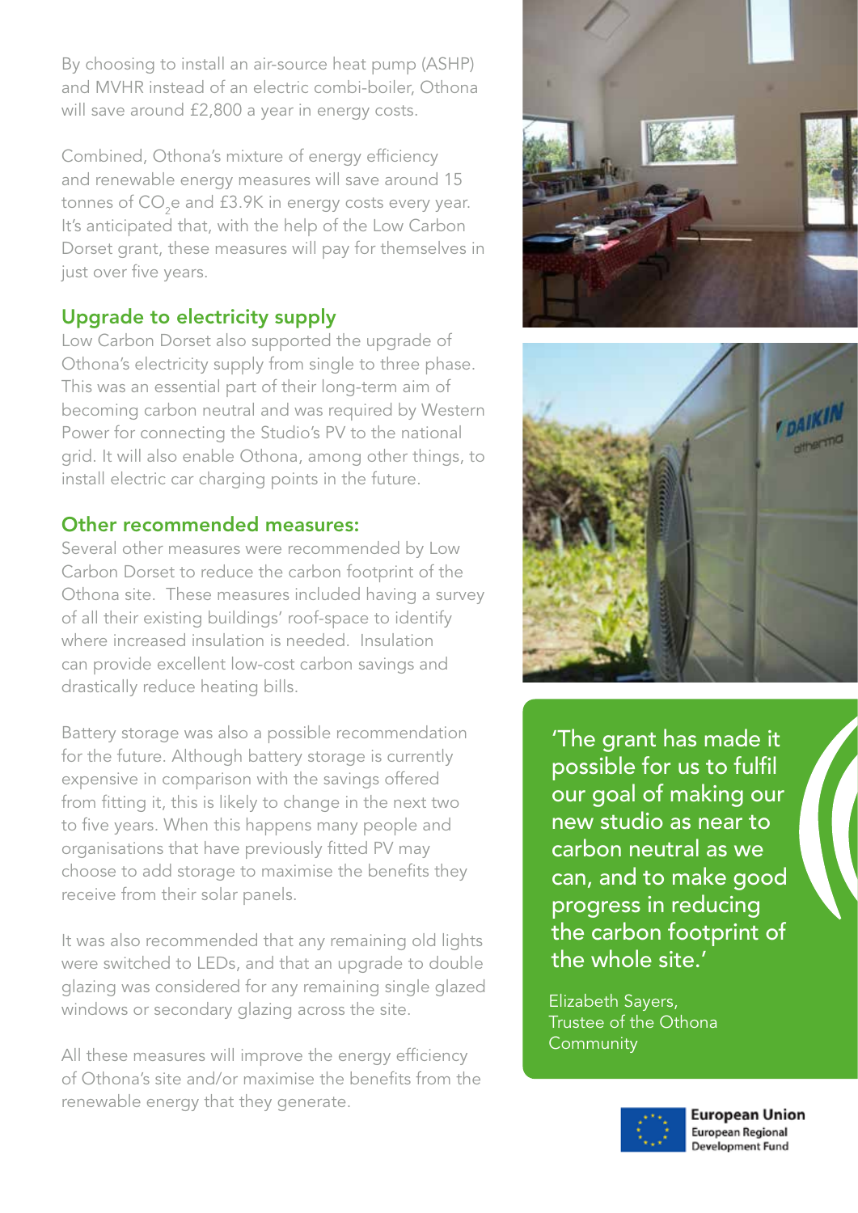By choosing to install an air-source heat pump (ASHP) and MVHR instead of an electric combi-boiler, Othona will save around £2,800 a year in energy costs.

Combined, Othona's mixture of energy efficiency and renewable energy measures will save around 15 tonnes of $CO_2$e and £3.9K in energy costs every year. It's anticipated that, with the help of the Low Carbon Dorset grant, these measures will pay for themselves in just over five years.

## Upgrade to electricity supply

Low Carbon Dorset also supported the upgrade of Othona's electricity supply from single to three phase. This was an essential part of their long-term aim of becoming carbon neutral and was required by Western Power for connecting the Studio's PV to the national grid. It will also enable Othona, among other things, to install electric car charging points in the future.

## Other recommended measures:

Several other measures were recommended by Low Carbon Dorset to reduce the carbon footprint of the Othona site. These measures included having a survey of all their existing buildings' roof-space to identify where increased insulation is needed. Insulation can provide excellent low-cost carbon savings and drastically reduce heating bills.

Battery storage was also a possible recommendation for the future. Although battery storage is currently expensive in comparison with the savings offered from fitting it, this is likely to change in the next two to five years. When this happens many people and organisations that have previously fitted PV may choose to add storage to maximise the benefits they receive from their solar panels.

It was also recommended that any remaining old lights were switched to LEDs, and that an upgrade to double glazing was considered for any remaining single glazed windows or secondary glazing across the site.

All these measures will improve the energy efficiency of Othona's site and/or maximise the benefits from the renewable energy that they generate.

'The grant has made it possible for us to fulfil our goal of making our new studio as near to carbon neutral as we can, and to make good progress in reducing the carbon footprint of the whole site.'

Elizabeth Sayers,
Trustee of the Othona Community

**European Union**
European Regional Development Fund